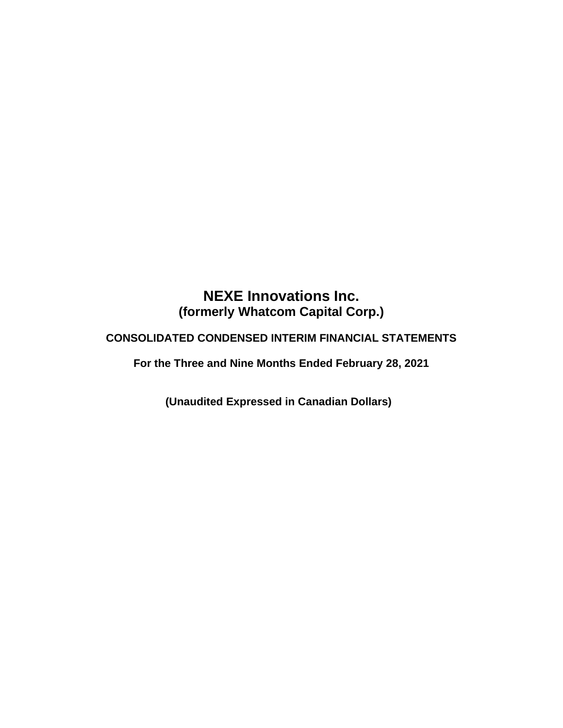# NEXE Innovations Inc.
## (formerly Whatcom Capital Corp.)

**CONSOLIDATED CONDENSED INTERIM FINANCIAL STATEMENTS**

**For the Three and Nine Months Ended February 28, 2021**

**(Unaudited Expressed in Canadian Dollars)**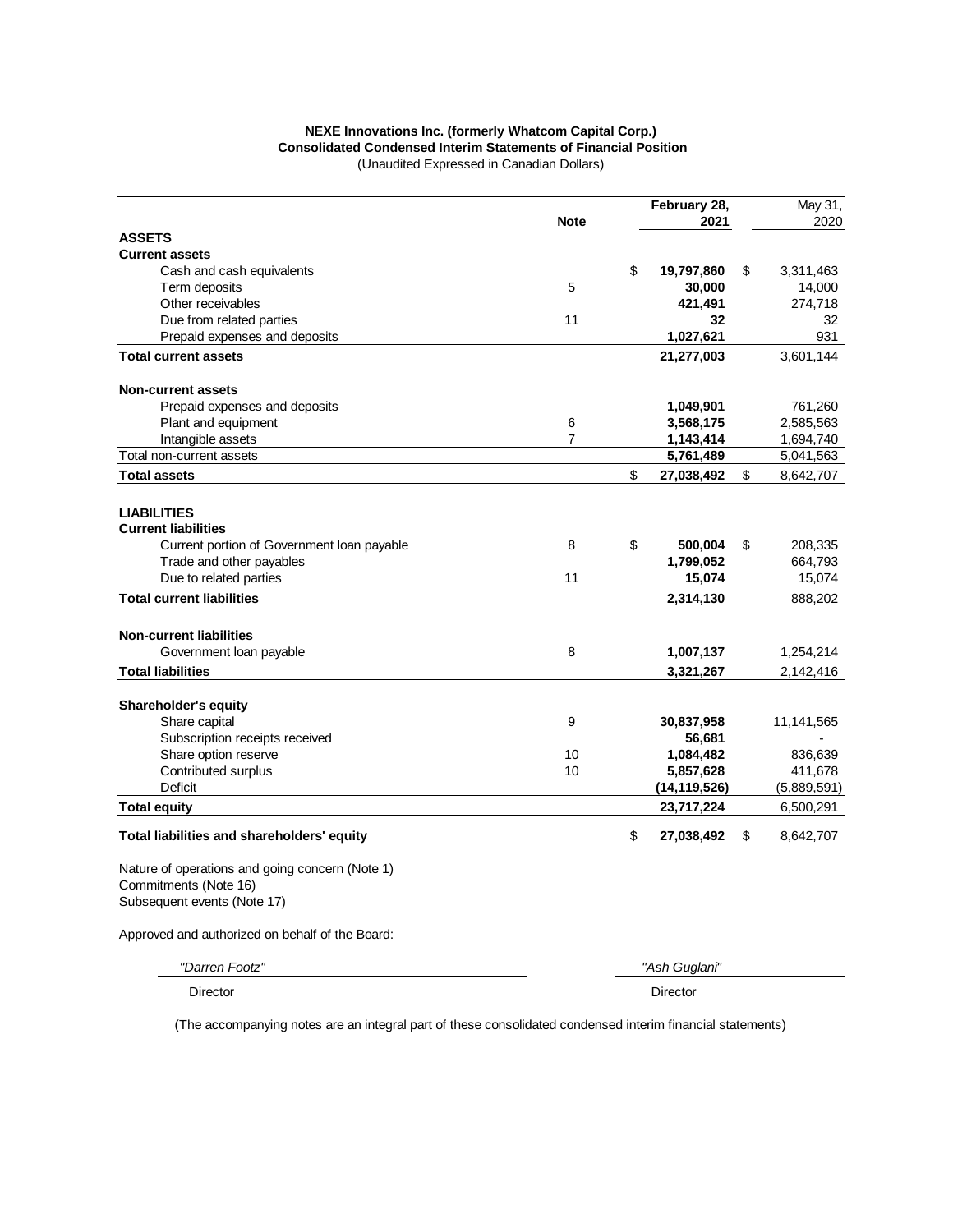**NEXE Innovations Inc. (formerly Whatcom Capital Corp.)**
**Consolidated Condensed Interim Statements of Financial Position**
(Unaudited Expressed in Canadian Dollars)

| | Note | February 28, 2021 | May 31, 2020 |
|---|---|---|---|
| **ASSETS** | | | |
| **Current assets** | | | |
| Cash and cash equivalents | | $ **19,797,860** | $ 3,311,463 |
| Term deposits | 5 | **30,000** | 14,000 |
| Other receivables | | **421,491** | 274,718 |
| Due from related parties | 11 | **32** | 32 |
| Prepaid expenses and deposits | | **1,027,621** | 931 |
| **Total current assets** | | **21,277,003** | 3,601,144 |
| **Non-current assets** | | | |
| Prepaid expenses and deposits | | **1,049,901** | 761,260 |
| Plant and equipment | 6 | **3,568,175** | 2,585,563 |
| Intangible assets | 7 | **1,143,414** | 1,694,740 |
| Total non-current assets | | **5,761,489** | 5,041,563 |
| **Total assets** | | $ **27,038,492** | $ 8,642,707 |
| **LIABILITIES** | | | |
| **Current liabilities** | | | |
| Current portion of Government loan payable | 8 | $ **500,004** | $ 208,335 |
| Trade and other payables | | **1,799,052** | 664,793 |
| Due to related parties | 11 | **15,074** | 15,074 |
| **Total current liabilities** | | **2,314,130** | 888,202 |
| **Non-current liabilities** | | | |
| Government loan payable | 8 | **1,007,137** | 1,254,214 |
| **Total liabilities** | | **3,321,267** | 2,142,416 |
| **Shareholder's equity** | | | |
| Share capital | 9 | **30,837,958** | 11,141,565 |
| Subscription receipts received | | **56,681** | - |
| Share option reserve | 10 | **1,084,482** | 836,639 |
| Contributed surplus | 10 | **5,857,628** | 411,678 |
| Deficit | | **(14,119,526)** | (5,889,591) |
| **Total equity** | | **23,717,224** | 6,500,291 |
| **Total liabilities and shareholders' equity** | | $ **27,038,492** | $ 8,642,707 |

Nature of operations and going concern (Note 1)
Commitments (Note 16)
Subsequent events (Note 17)

Approved and authorized on behalf of the Board:

| *"Darren Footz"* | *"Ash Guglani"* |
|---|---|
| Director | Director |

(The accompanying notes are an integral part of these consolidated condensed interim financial statements)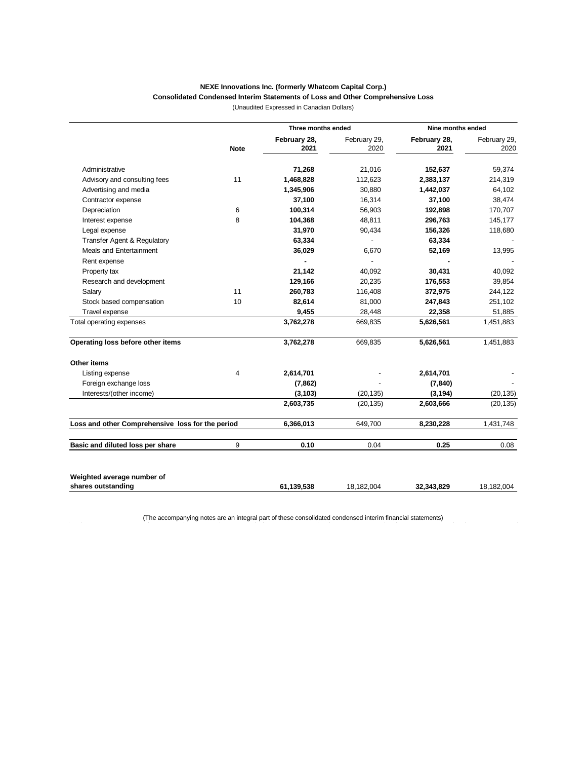**NEXE Innovations Inc. (formerly Whatcom Capital Corp.)**

**Consolidated Condensed Interim Statements of Loss and Other Comprehensive Loss**

(Unaudited Expressed in Canadian Dollars)

| | Note | Three months ended | | Nine months ended | |
|---|---|---|---|---|---|
| | | **February 28, 2021** | February 29, 2020 | **February 28, 2021** | February 29, 2020 |
| Administrative | | **71,268** | 21,016 | **152,637** | 59,374 |
| Advisory and consulting fees | 11 | **1,468,828** | 112,623 | **2,383,137** | 214,319 |
| Advertising and media | | **1,345,906** | 30,880 | **1,442,037** | 64,102 |
| Contractor expense | | **37,100** | 16,314 | **37,100** | 38,474 |
| Depreciation | 6 | **100,314** | 56,903 | **192,898** | 170,707 |
| Interest expense | 8 | **104,368** | 48,811 | **296,763** | 145,177 |
| Legal expense | | **31,970** | 90,434 | **156,326** | 118,680 |
| Transfer Agent & Regulatory | | **63,334** | - | **63,334** | - |
| Meals and Entertainment | | **36,029** | 6,670 | **52,169** | 13,995 |
| Rent expense | | **-** | - | **-** | - |
| Property tax | | **21,142** | 40,092 | **30,431** | 40,092 |
| Research and development | | **129,166** | 20,235 | **176,553** | 39,854 |
| Salary | 11 | **260,783** | 116,408 | **372,975** | 244,122 |
| Stock based compensation | 10 | **82,614** | 81,000 | **247,843** | 251,102 |
| Travel expense | | **9,455** | 28,448 | **22,358** | 51,885 |
| Total operating expenses | | **3,762,278** | 669,835 | **5,626,561** | 1,451,883 |
| **Operating loss before other items** | | **3,762,278** | 669,835 | **5,626,561** | 1,451,883 |
| **Other items** | | | | | |
| Listing expense | 4 | **2,614,701** | - | **2,614,701** | - |
| Foreign exchange loss | | **(7,862)** | - | **(7,840)** | - |
| Interests/(other income) | | **(3,103)** | (20,135) | **(3,194)** | (20,135) |
| | | **2,603,735** | (20,135) | **2,603,666** | (20,135) |
| **Loss and other Comprehensive loss for the period** | | **6,366,013** | 649,700 | **8,230,228** | 1,431,748 |
| **Basic and diluted loss per share** | 9 | **0.10** | 0.04 | **0.25** | 0.08 |
| **Weighted average number of shares outstanding** | | **61,139,538** | 18,182,004 | **32,343,829** | 18,182,004 |

(The accompanying notes are an integral part of these consolidated condensed interim financial statements)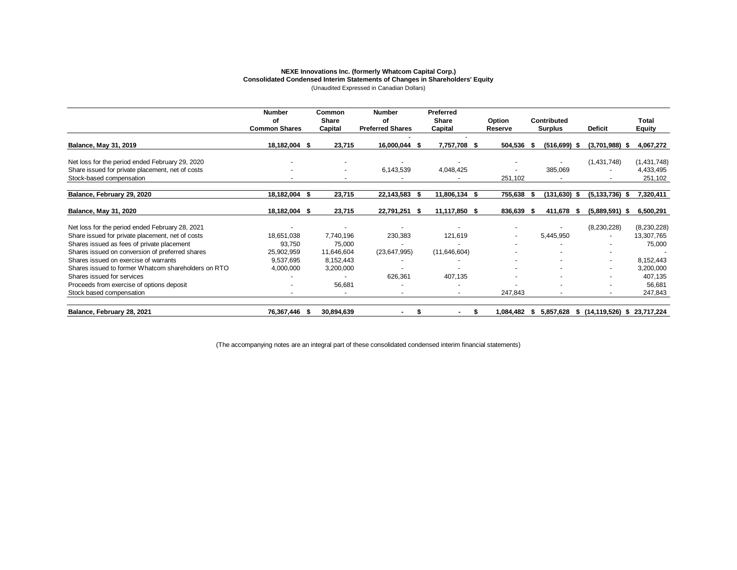**NEXE Innovations Inc. (formerly Whatcom Capital Corp.)**
**Consolidated Condensed Interim Statements of Changes in Shareholders' Equity**
(Unaudited Expressed in Canadian Dollars)

| | Number of Common Shares | Common Share Capital | Number of Preferred Shares | Preferred Share Capital | Option Reserve | Contributed Surplus | Deficit | Total Equity |
|---|---|---|---|---|---|---|---|---|
| **Balance, May 31, 2019** | **18,182,004** | **$ 23,715** | **16,000,044** | **$ 7,757,708** | **$ 504,536** | **$ (516,699)** | **$ (3,701,988)** | **$ 4,067,272** |
| Net loss for the period ended February 29, 2020 | - | - | - | - | - | - | (1,431,748) | (1,431,748) |
| Share issued for private placement, net of costs | - | - | 6,143,539 | 4,048,425 | - | 385,069 | - | 4,433,495 |
| Stock-based compensation | - | - | - | - | 251,102 | - | - | 251,102 |
| **Balance, February 29, 2020** | **18,182,004** | **$ 23,715** | **22,143,583** | **$ 11,806,134** | **$ 755,638** | **$ (131,630)** | **$ (5,133,736)** | **$ 7,320,411** |
| **Balance, May 31, 2020** | **18,182,004** | **$ 23,715** | **22,791,251** | **$ 11,117,850** | **$ 836,639** | **$ 411,678** | **$ (5,889,591)** | **$ 6,500,291** |
| Net loss for the period ended February 28, 2021 | - | - | - | - | - | - | (8,230,228) | (8,230,228) |
| Share issued for private placement, net of costs | 18,651,038 | 7,740,196 | 230,383 | 121,619 | - | 5,445,950 | - | 13,307,765 |
| Shares issued as fees of private placement | 93,750 | 75,000 | - | - | - | - | - | 75,000 |
| Shares issued on conversion of preferred shares | 25,902,959 | 11,646,604 | (23,647,995) | (11,646,604) | - | - | - | - |
| Shares issued on exercise of warrants | 9,537,695 | 8,152,443 | - | - | - | - | - | 8,152,443 |
| Shares issued to former Whatcom shareholders on RTO | 4,000,000 | 3,200,000 | - | - | - | - | - | 3,200,000 |
| Shares issued for services | - | - | 626,361 | 407,135 | - | - | - | 407,135 |
| Proceeds from exercise of options deposit | - | 56,681 | - | - | - | - | - | 56,681 |
| Stock based compensation | - | - | - | - | 247,843 | - | - | 247,843 |
| **Balance, February 28, 2021** | **76,367,446** | **$ 30,894,639** | **-** | **$ -** | **$ 1,084,482** | **$ 5,857,628** | **$ (14,119,526)** | **$ 23,717,224** |

(The accompanying notes are an integral part of these consolidated condensed interim financial statements)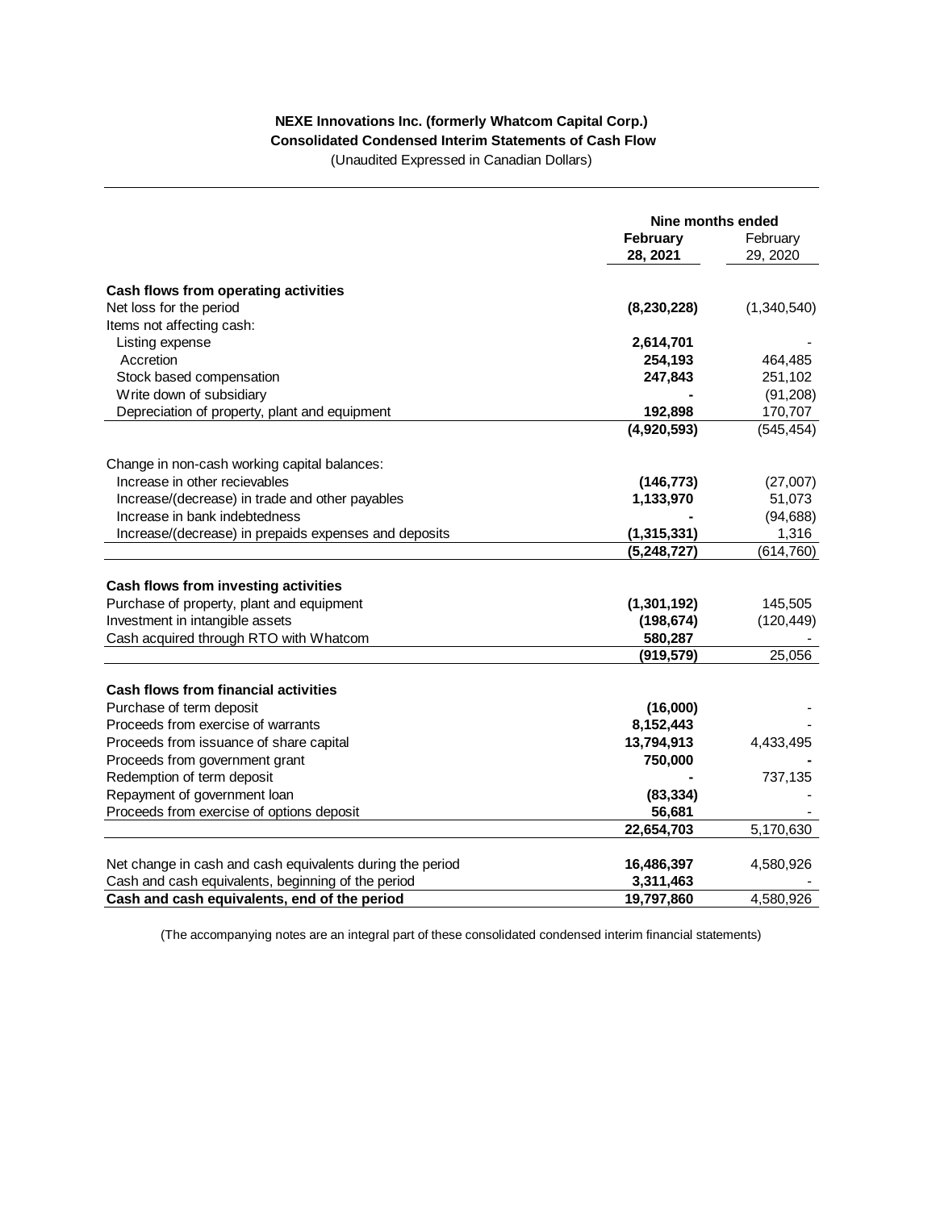**NEXE Innovations Inc. (formerly Whatcom Capital Corp.)**

**Consolidated Condensed Interim Statements of Cash Flow**

(Unaudited Expressed in Canadian Dollars)

| | Nine months ended | |
|---|---|---|
| | **February 28, 2021** | February 29, 2020 |
| **Cash flows from operating activities** | | |
| Net loss for the period | **(8,230,228)** | (1,340,540) |
| Items not affecting cash: | | |
| Listing expense | **2,614,701** | - |
| Accretion | **254,193** | 464,485 |
| Stock based compensation | **247,843** | 251,102 |
| Write down of subsidiary | **-** | (91,208) |
| Depreciation of property, plant and equipment | **192,898** | 170,707 |
| | **(4,920,593)** | (545,454) |
| Change in non-cash working capital balances: | | |
| Increase in other recievables | **(146,773)** | (27,007) |
| Increase/(decrease) in trade and other payables | **1,133,970** | 51,073 |
| Increase in bank indebtedness | **-** | (94,688) |
| Increase/(decrease) in prepaids expenses and deposits | **(1,315,331)** | 1,316 |
| | **(5,248,727)** | (614,760) |
| **Cash flows from investing activities** | | |
| Purchase of property, plant and equipment | **(1,301,192)** | 145,505 |
| Investment in intangible assets | **(198,674)** | (120,449) |
| Cash acquired through RTO with Whatcom | **580,287** | - |
| | **(919,579)** | 25,056 |
| **Cash flows from financial activities** | | |
| Purchase of term deposit | **(16,000)** | - |
| Proceeds from exercise of warrants | **8,152,443** | - |
| Proceeds from issuance of share capital | **13,794,913** | 4,433,495 |
| Proceeds from government grant | **750,000** | **-** |
| Redemption of term deposit | **-** | 737,135 |
| Repayment of government loan | **(83,334)** | - |
| Proceeds from exercise of options deposit | **56,681** | - |
| | **22,654,703** | 5,170,630 |
| Net change in cash and cash equivalents during the period | **16,486,397** | 4,580,926 |
| Cash and cash equivalents, beginning of the period | **3,311,463** | - |
| **Cash and cash equivalents, end of the period** | **19,797,860** | 4,580,926 |

(The accompanying notes are an integral part of these consolidated condensed interim financial statements)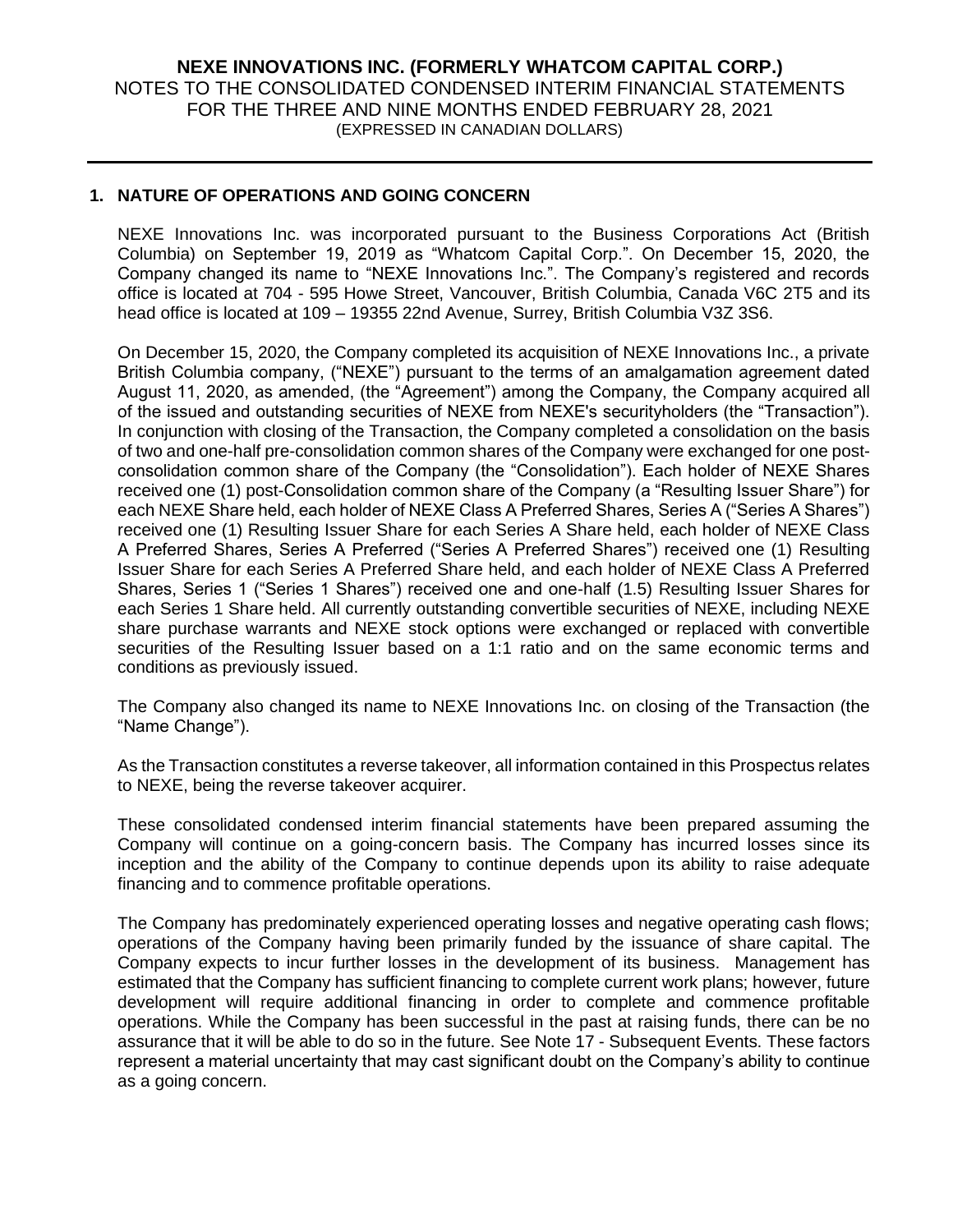## 1. NATURE OF OPERATIONS AND GOING CONCERN

NEXE Innovations Inc. was incorporated pursuant to the Business Corporations Act (British Columbia) on September 19, 2019 as "Whatcom Capital Corp.". On December 15, 2020, the Company changed its name to "NEXE Innovations Inc.". The Company's registered and records office is located at 704 - 595 Howe Street, Vancouver, British Columbia, Canada V6C 2T5 and its head office is located at 109 – 19355 22nd Avenue, Surrey, British Columbia V3Z 3S6.

On December 15, 2020, the Company completed its acquisition of NEXE Innovations Inc., a private British Columbia company, ("NEXE") pursuant to the terms of an amalgamation agreement dated August 11, 2020, as amended, (the "Agreement") among the Company, the Company acquired all of the issued and outstanding securities of NEXE from NEXE's securityholders (the "Transaction"). In conjunction with closing of the Transaction, the Company completed a consolidation on the basis of two and one-half pre-consolidation common shares of the Company were exchanged for one post-consolidation common share of the Company (the "Consolidation"). Each holder of NEXE Shares received one (1) post-Consolidation common share of the Company (a "Resulting Issuer Share") for each NEXE Share held, each holder of NEXE Class A Preferred Shares, Series A ("Series A Shares") received one (1) Resulting Issuer Share for each Series A Share held, each holder of NEXE Class A Preferred Shares, Series A Preferred ("Series A Preferred Shares") received one (1) Resulting Issuer Share for each Series A Preferred Share held, and each holder of NEXE Class A Preferred Shares, Series 1 ("Series 1 Shares") received one and one-half (1.5) Resulting Issuer Shares for each Series 1 Share held. All currently outstanding convertible securities of NEXE, including NEXE share purchase warrants and NEXE stock options were exchanged or replaced with convertible securities of the Resulting Issuer based on a 1:1 ratio and on the same economic terms and conditions as previously issued.

The Company also changed its name to NEXE Innovations Inc. on closing of the Transaction (the "Name Change").

As the Transaction constitutes a reverse takeover, all information contained in this Prospectus relates to NEXE, being the reverse takeover acquirer.

These consolidated condensed interim financial statements have been prepared assuming the Company will continue on a going-concern basis. The Company has incurred losses since its inception and the ability of the Company to continue depends upon its ability to raise adequate financing and to commence profitable operations.

The Company has predominately experienced operating losses and negative operating cash flows; operations of the Company having been primarily funded by the issuance of share capital. The Company expects to incur further losses in the development of its business. Management has estimated that the Company has sufficient financing to complete current work plans; however, future development will require additional financing in order to complete and commence profitable operations. While the Company has been successful in the past at raising funds, there can be no assurance that it will be able to do so in the future. See Note 17 - Subsequent Events. These factors represent a material uncertainty that may cast significant doubt on the Company's ability to continue as a going concern.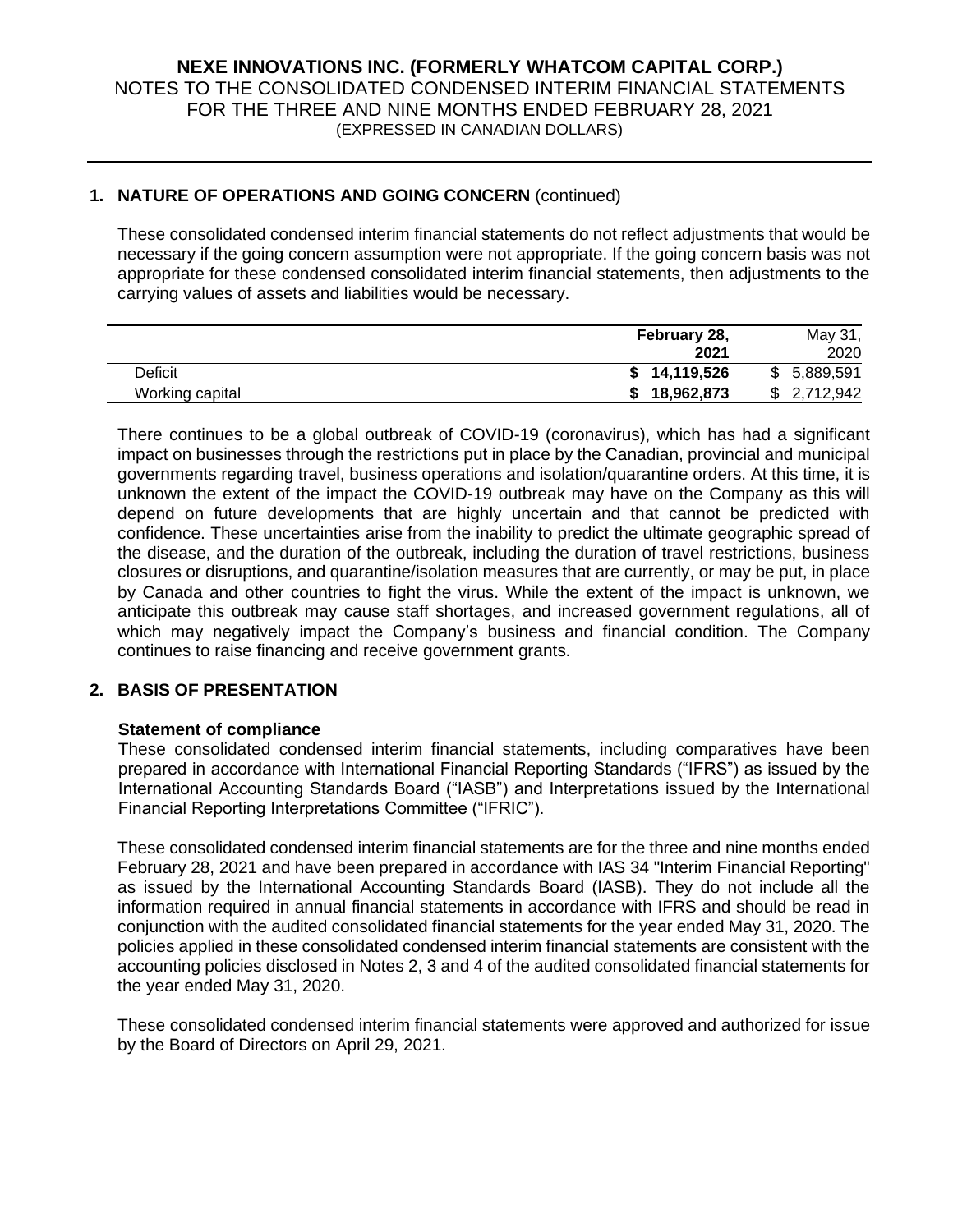## 1. NATURE OF OPERATIONS AND GOING CONCERN (continued)

These consolidated condensed interim financial statements do not reflect adjustments that would be necessary if the going concern assumption were not appropriate. If the going concern basis was not appropriate for these condensed consolidated interim financial statements, then adjustments to the carrying values of assets and liabilities would be necessary.

| | **February 28, 2021** | May 31, 2020 |
|---|---|---|
| Deficit | **$ 14,119,526** | $ 5,889,591 |
| Working capital | **$ 18,962,873** | $ 2,712,942 |

There continues to be a global outbreak of COVID-19 (coronavirus), which has had a significant impact on businesses through the restrictions put in place by the Canadian, provincial and municipal governments regarding travel, business operations and isolation/quarantine orders. At this time, it is unknown the extent of the impact the COVID-19 outbreak may have on the Company as this will depend on future developments that are highly uncertain and that cannot be predicted with confidence. These uncertainties arise from the inability to predict the ultimate geographic spread of the disease, and the duration of the outbreak, including the duration of travel restrictions, business closures or disruptions, and quarantine/isolation measures that are currently, or may be put, in place by Canada and other countries to fight the virus. While the extent of the impact is unknown, we anticipate this outbreak may cause staff shortages, and increased government regulations, all of which may negatively impact the Company's business and financial condition. The Company continues to raise financing and receive government grants.

## 2. BASIS OF PRESENTATION

### Statement of compliance

These consolidated condensed interim financial statements, including comparatives have been prepared in accordance with International Financial Reporting Standards ("IFRS") as issued by the International Accounting Standards Board ("IASB") and Interpretations issued by the International Financial Reporting Interpretations Committee ("IFRIC").

These consolidated condensed interim financial statements are for the three and nine months ended February 28, 2021 and have been prepared in accordance with IAS 34 "Interim Financial Reporting" as issued by the International Accounting Standards Board (IASB). They do not include all the information required in annual financial statements in accordance with IFRS and should be read in conjunction with the audited consolidated financial statements for the year ended May 31, 2020. The policies applied in these consolidated condensed interim financial statements are consistent with the accounting policies disclosed in Notes 2, 3 and 4 of the audited consolidated financial statements for the year ended May 31, 2020.

These consolidated condensed interim financial statements were approved and authorized for issue by the Board of Directors on April 29, 2021.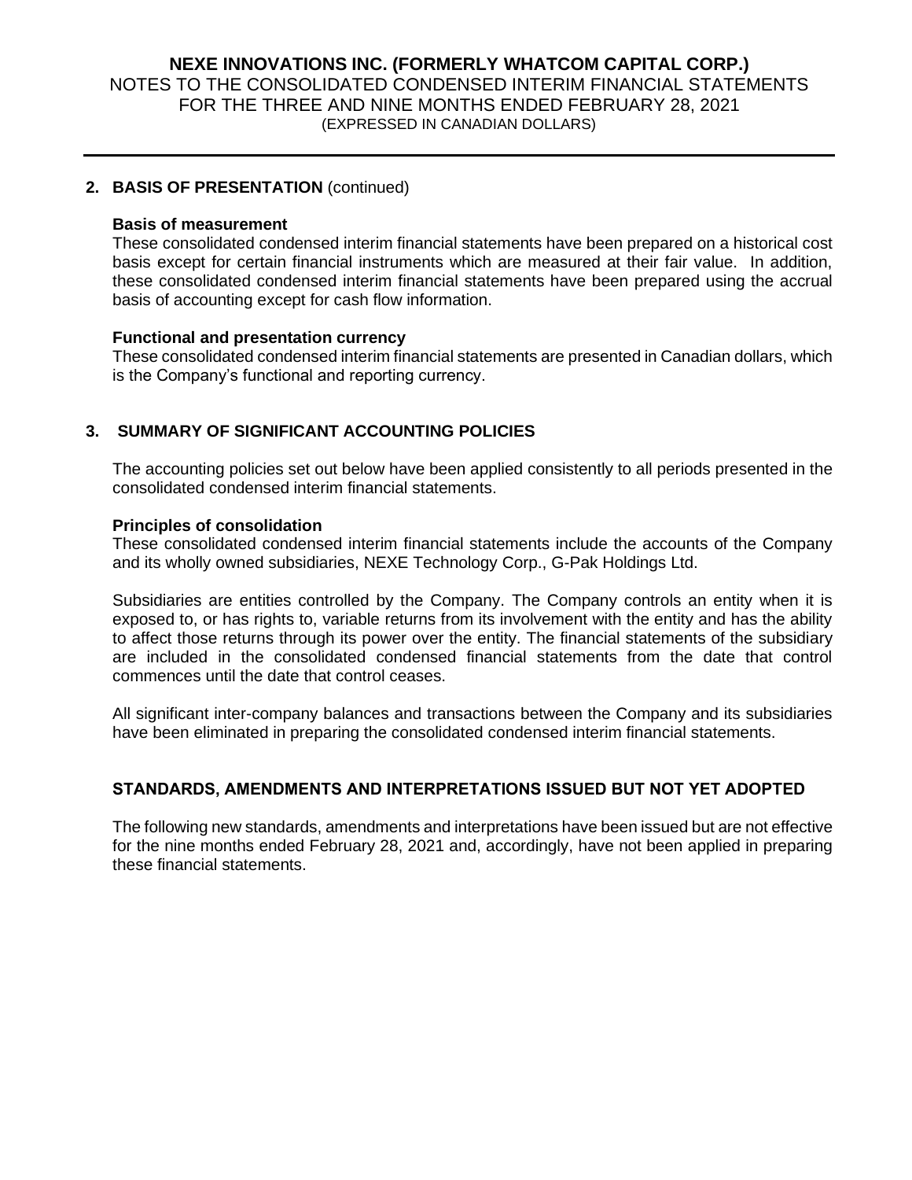## 2. BASIS OF PRESENTATION (continued)

**Basis of measurement**
These consolidated condensed interim financial statements have been prepared on a historical cost basis except for certain financial instruments which are measured at their fair value. In addition, these consolidated condensed interim financial statements have been prepared using the accrual basis of accounting except for cash flow information.

**Functional and presentation currency**
These consolidated condensed interim financial statements are presented in Canadian dollars, which is the Company's functional and reporting currency.

## 3. SUMMARY OF SIGNIFICANT ACCOUNTING POLICIES

The accounting policies set out below have been applied consistently to all periods presented in the consolidated condensed interim financial statements.

**Principles of consolidation**
These consolidated condensed interim financial statements include the accounts of the Company and its wholly owned subsidiaries, NEXE Technology Corp., G-Pak Holdings Ltd.

Subsidiaries are entities controlled by the Company. The Company controls an entity when it is exposed to, or has rights to, variable returns from its involvement with the entity and has the ability to affect those returns through its power over the entity. The financial statements of the subsidiary are included in the consolidated condensed financial statements from the date that control commences until the date that control ceases.

All significant inter-company balances and transactions between the Company and its subsidiaries have been eliminated in preparing the consolidated condensed interim financial statements.

### STANDARDS, AMENDMENTS AND INTERPRETATIONS ISSUED BUT NOT YET ADOPTED

The following new standards, amendments and interpretations have been issued but are not effective for the nine months ended February 28, 2021 and, accordingly, have not been applied in preparing these financial statements.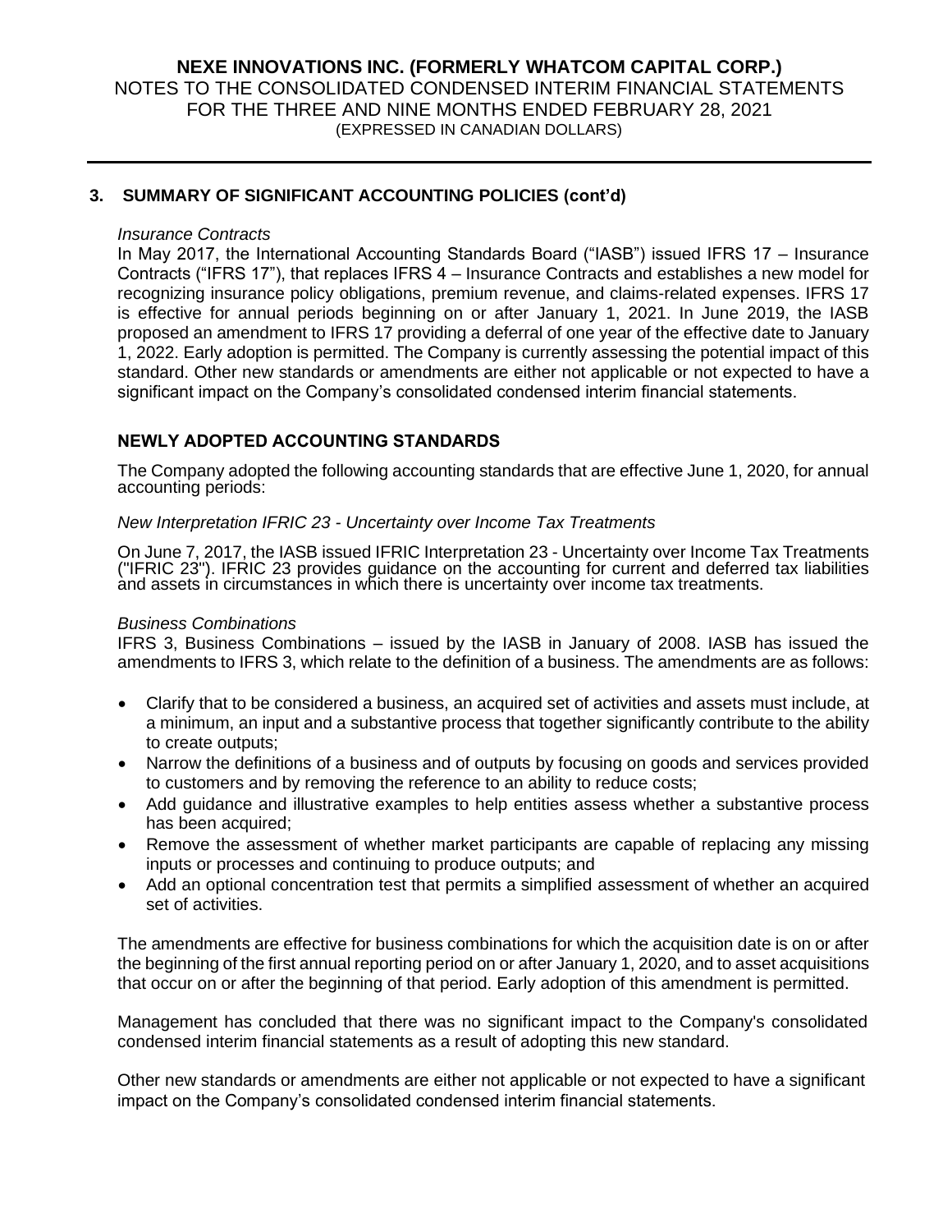## 3. SUMMARY OF SIGNIFICANT ACCOUNTING POLICIES (cont'd)

*Insurance Contracts*

In May 2017, the International Accounting Standards Board ("IASB") issued IFRS 17 – Insurance Contracts ("IFRS 17"), that replaces IFRS 4 – Insurance Contracts and establishes a new model for recognizing insurance policy obligations, premium revenue, and claims-related expenses. IFRS 17 is effective for annual periods beginning on or after January 1, 2021. In June 2019, the IASB proposed an amendment to IFRS 17 providing a deferral of one year of the effective date to January 1, 2022. Early adoption is permitted. The Company is currently assessing the potential impact of this standard. Other new standards or amendments are either not applicable or not expected to have a significant impact on the Company's consolidated condensed interim financial statements.

### NEWLY ADOPTED ACCOUNTING STANDARDS

The Company adopted the following accounting standards that are effective June 1, 2020, for annual accounting periods:

*New Interpretation IFRIC 23 - Uncertainty over Income Tax Treatments*

On June 7, 2017, the IASB issued IFRIC Interpretation 23 - Uncertainty over Income Tax Treatments ("IFRIC 23"). IFRIC 23 provides guidance on the accounting for current and deferred tax liabilities and assets in circumstances in which there is uncertainty over income tax treatments.

*Business Combinations*

IFRS 3, Business Combinations – issued by the IASB in January of 2008. IASB has issued the amendments to IFRS 3, which relate to the definition of a business. The amendments are as follows:

- Clarify that to be considered a business, an acquired set of activities and assets must include, at a minimum, an input and a substantive process that together significantly contribute to the ability to create outputs;
- Narrow the definitions of a business and of outputs by focusing on goods and services provided to customers and by removing the reference to an ability to reduce costs;
- Add guidance and illustrative examples to help entities assess whether a substantive process has been acquired;
- Remove the assessment of whether market participants are capable of replacing any missing inputs or processes and continuing to produce outputs; and
- Add an optional concentration test that permits a simplified assessment of whether an acquired set of activities.

The amendments are effective for business combinations for which the acquisition date is on or after the beginning of the first annual reporting period on or after January 1, 2020, and to asset acquisitions that occur on or after the beginning of that period. Early adoption of this amendment is permitted.

Management has concluded that there was no significant impact to the Company's consolidated condensed interim financial statements as a result of adopting this new standard.

Other new standards or amendments are either not applicable or not expected to have a significant impact on the Company's consolidated condensed interim financial statements.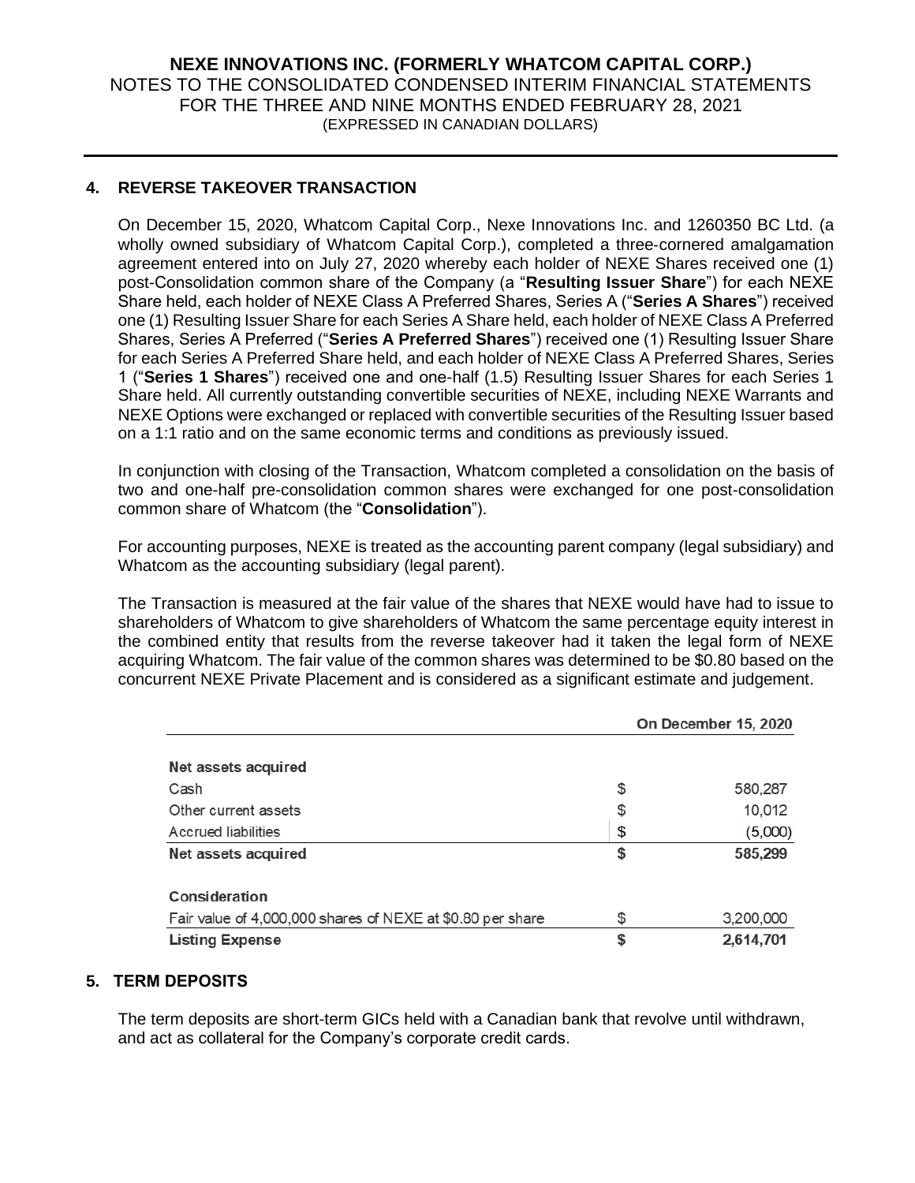## 4. REVERSE TAKEOVER TRANSACTION

On December 15, 2020, Whatcom Capital Corp., Nexe Innovations Inc. and 1260350 BC Ltd. (a wholly owned subsidiary of Whatcom Capital Corp.), completed a three-cornered amalgamation agreement entered into on July 27, 2020 whereby each holder of NEXE Shares received one (1) post-Consolidation common share of the Company (a "**Resulting Issuer Share**") for each NEXE Share held, each holder of NEXE Class A Preferred Shares, Series A ("**Series A Shares**") received one (1) Resulting Issuer Share for each Series A Share held, each holder of NEXE Class A Preferred Shares, Series A Preferred ("**Series A Preferred Shares**") received one (1) Resulting Issuer Share for each Series A Preferred Share held, and each holder of NEXE Class A Preferred Shares, Series 1 ("**Series 1 Shares**") received one and one-half (1.5) Resulting Issuer Shares for each Series 1 Share held. All currently outstanding convertible securities of NEXE, including NEXE Warrants and NEXE Options were exchanged or replaced with convertible securities of the Resulting Issuer based on a 1:1 ratio and on the same economic terms and conditions as previously issued.

In conjunction with closing of the Transaction, Whatcom completed a consolidation on the basis of two and one-half pre-consolidation common shares were exchanged for one post-consolidation common share of Whatcom (the "**Consolidation**").

For accounting purposes, NEXE is treated as the accounting parent company (legal subsidiary) and Whatcom as the accounting subsidiary (legal parent).

The Transaction is measured at the fair value of the shares that NEXE would have had to issue to shareholders of Whatcom to give shareholders of Whatcom the same percentage equity interest in the combined entity that results from the reverse takeover had it taken the legal form of NEXE acquiring Whatcom. The fair value of the common shares was determined to be $0.80 based on the concurrent NEXE Private Placement and is considered as a significant estimate and judgement.

| | | On December 15, 2020 |
|---|---|---|
| **Net assets acquired** | | |
| Cash | $ | 580,287 |
| Other current assets | $ | 10,012 |
| Accrued liabilities | $ | (5,000) |
| **Net assets acquired** | **$** | **585,299** |
| **Consideration** | | |
| Fair value of 4,000,000 shares of NEXE at $0.80 per share | $ | 3,200,000 |
| **Listing Expense** | **$** | **2,614,701** |

## 5. TERM DEPOSITS

The term deposits are short-term GICs held with a Canadian bank that revolve until withdrawn, and act as collateral for the Company's corporate credit cards.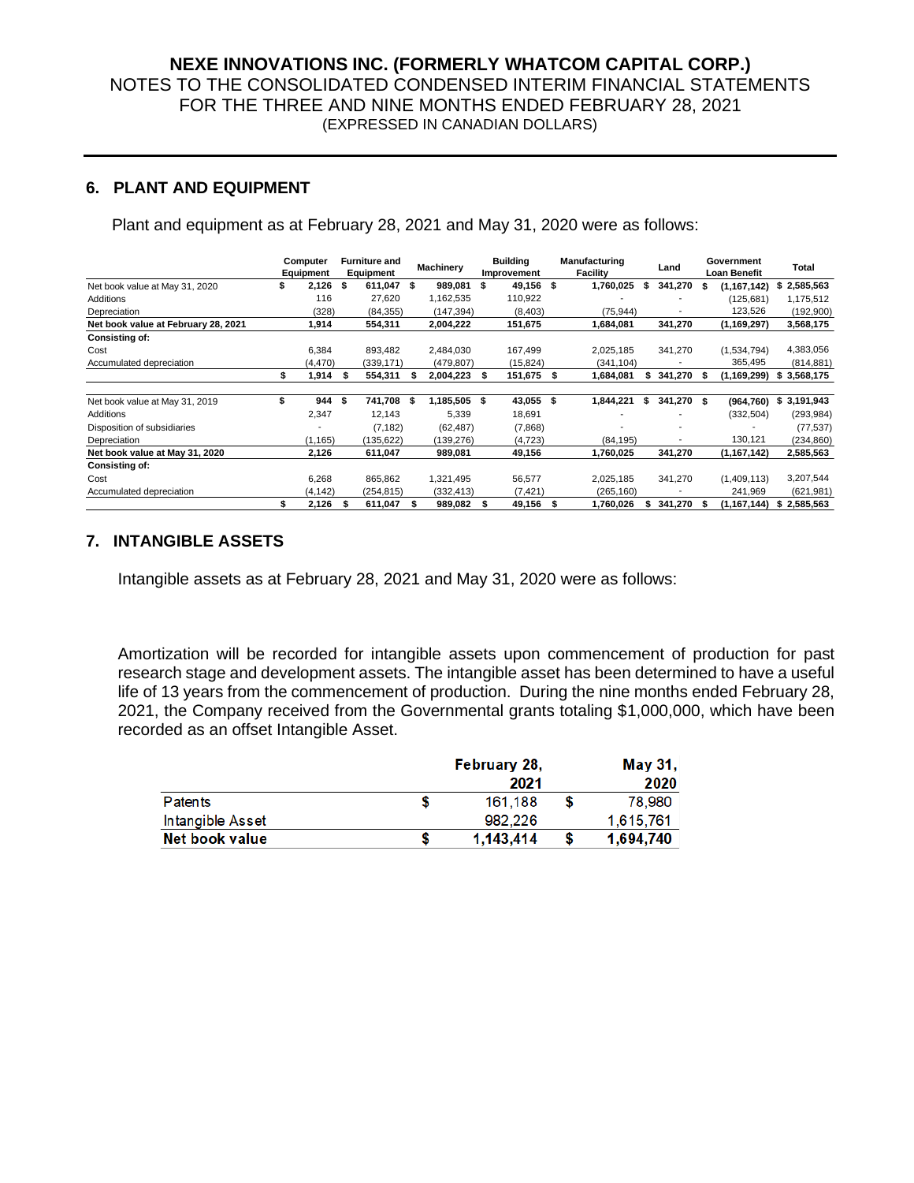## 6. PLANT AND EQUIPMENT

Plant and equipment as at February 28, 2021 and May 31, 2020 were as follows:

| | Computer Equipment | Furniture and Equipment | Machinery | Building Improvement | Manufacturing Facility | Land | Government Loan Benefit | Total |
|---|---|---|---|---|---|---|---|---|
| Net book value at May 31, 2020 | $ 2,126 | $ 611,047 | $ 989,081 | $ 49,156 | $ 1,760,025 | $ 341,270 | $ (1,167,142) | $ 2,585,563 |
| Additions | 116 | 27,620 | 1,162,535 | 110,922 | - | - | (125,681) | 1,175,512 |
| Depreciation | (328) | (84,355) | (147,394) | (8,403) | (75,944) | - | 123,526 | (192,900) |
| **Net book value at February 28, 2021** | **1,914** | **554,311** | **2,004,222** | **151,675** | **1,684,081** | **341,270** | **(1,169,297)** | **3,568,175** |
| **Consisting of:** | | | | | | | | |
| Cost | 6,384 | 893,482 | 2,484,030 | 167,499 | 2,025,185 | 341,270 | (1,534,794) | 4,383,056 |
| Accumulated depreciation | (4,470) | (339,171) | (479,807) | (15,824) | (341,104) | - | 365,495 | (814,881) |
| | $ 1,914 | $ 554,311 | $ 2,004,223 | $ 151,675 | $ 1,684,081 | $ 341,270 | $ (1,169,299) | $ 3,568,175 |
| | | | | | | | | |
| Net book value at May 31, 2019 | $ 944 | $ 741,708 | $ 1,185,505 | $ 43,055 | $ 1,844,221 | $ 341,270 | $ (964,760) | $ 3,191,943 |
| Additions | 2,347 | 12,143 | 5,339 | 18,691 | - | - | (332,504) | (293,984) |
| Disposition of subsidiaries | - | (7,182) | (62,487) | (7,868) | - | - | - | (77,537) |
| Depreciation | (1,165) | (135,622) | (139,276) | (4,723) | (84,195) | - | 130,121 | (234,860) |
| **Net book value at May 31, 2020** | **2,126** | **611,047** | **989,081** | **49,156** | **1,760,025** | **341,270** | **(1,167,142)** | **2,585,563** |
| **Consisting of:** | | | | | | | | |
| Cost | 6,268 | 865,862 | 1,321,495 | 56,577 | 2,025,185 | 341,270 | (1,409,113) | 3,207,544 |
| Accumulated depreciation | (4,142) | (254,815) | (332,413) | (7,421) | (265,160) | - | 241,969 | (621,981) |
| | $ 2,126 | $ 611,047 | $ 989,082 | $ 49,156 | $ 1,760,026 | $ 341,270 | $ (1,167,144) | $ 2,585,563 |

## 7. INTANGIBLE ASSETS

Intangible assets as at February 28, 2021 and May 31, 2020 were as follows:

Amortization will be recorded for intangible assets upon commencement of production for past research stage and development assets. The intangible asset has been determined to have a useful life of 13 years from the commencement of production. During the nine months ended February 28, 2021, the Company received from the Governmental grants totaling $1,000,000, which have been recorded as an offset Intangible Asset.

| | February 28, 2021 | May 31, 2020 |
|---|---|---|
| Patents | $ 161,188 | $ 78,980 |
| Intangible Asset | 982,226 | 1,615,761 |
| **Net book value** | **$ 1,143,414** | **$ 1,694,740** |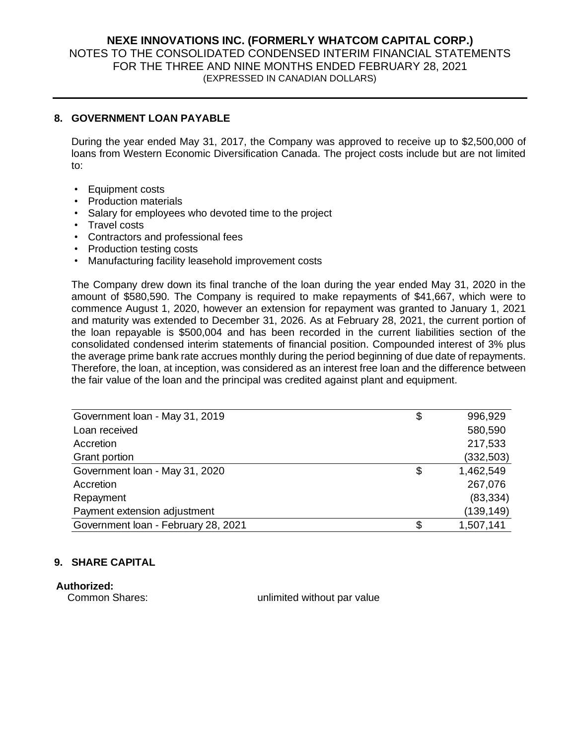## 8. GOVERNMENT LOAN PAYABLE

During the year ended May 31, 2017, the Company was approved to receive up to $2,500,000 of loans from Western Economic Diversification Canada. The project costs include but are not limited to:

- Equipment costs
- Production materials
- Salary for employees who devoted time to the project
- Travel costs
- Contractors and professional fees
- Production testing costs
- Manufacturing facility leasehold improvement costs

The Company drew down its final tranche of the loan during the year ended May 31, 2020 in the amount of $580,590. The Company is required to make repayments of $41,667, which were to commence August 1, 2020, however an extension for repayment was granted to January 1, 2021 and maturity was extended to December 31, 2026. As at February 28, 2021, the current portion of the loan repayable is $500,004 and has been recorded in the current liabilities section of the consolidated condensed interim statements of financial position. Compounded interest of 3% plus the average prime bank rate accrues monthly during the period beginning of due date of repayments. Therefore, the loan, at inception, was considered as an interest free loan and the difference between the fair value of the loan and the principal was credited against plant and equipment.

| | | |
|---|---|---|
| Government loan - May 31, 2019 | $ | 996,929 |
| Loan received | | 580,590 |
| Accretion | | 217,533 |
| Grant portion | | (332,503) |
| Government loan - May 31, 2020 | $ | 1,462,549 |
| Accretion | | 267,076 |
| Repayment | | (83,334) |
| Payment extension adjustment | | (139,149) |
| Government loan - February 28, 2021 | $ | 1,507,141 |

## 9. SHARE CAPITAL

**Authorized:**

Common Shares: unlimited without par value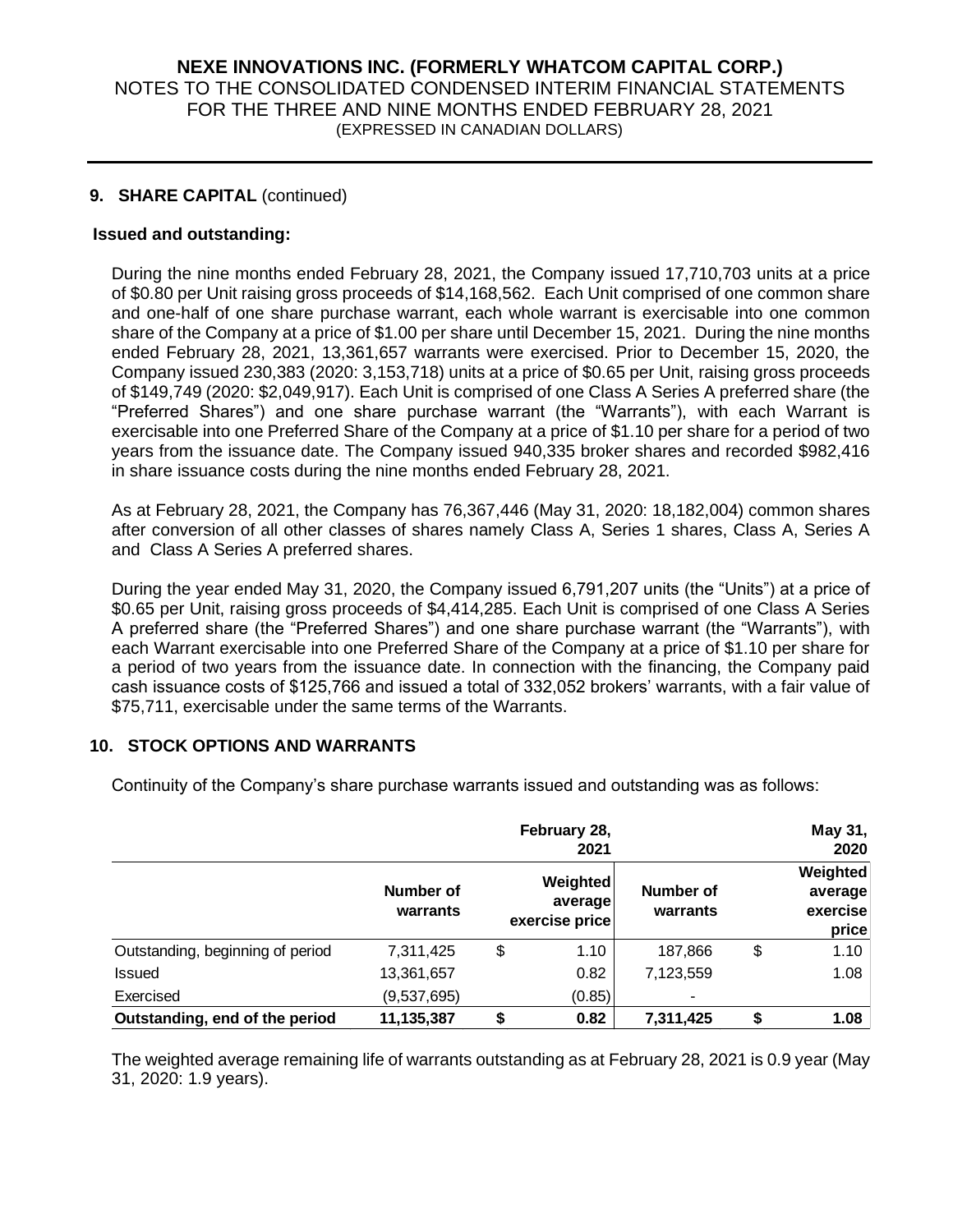## 9. SHARE CAPITAL (continued)

**Issued and outstanding:**

During the nine months ended February 28, 2021, the Company issued 17,710,703 units at a price of $0.80 per Unit raising gross proceeds of $14,168,562. Each Unit comprised of one common share and one-half of one share purchase warrant, each whole warrant is exercisable into one common share of the Company at a price of $1.00 per share until December 15, 2021. During the nine months ended February 28, 2021, 13,361,657 warrants were exercised. Prior to December 15, 2020, the Company issued 230,383 (2020: 3,153,718) units at a price of $0.65 per Unit, raising gross proceeds of $149,749 (2020: $2,049,917). Each Unit is comprised of one Class A Series A preferred share (the "Preferred Shares") and one share purchase warrant (the "Warrants"), with each Warrant is exercisable into one Preferred Share of the Company at a price of $1.10 per share for a period of two years from the issuance date. The Company issued 940,335 broker shares and recorded $982,416 in share issuance costs during the nine months ended February 28, 2021.

As at February 28, 2021, the Company has 76,367,446 (May 31, 2020: 18,182,004) common shares after conversion of all other classes of shares namely Class A, Series 1 shares, Class A, Series A and Class A Series A preferred shares.

During the year ended May 31, 2020, the Company issued 6,791,207 units (the "Units") at a price of $0.65 per Unit, raising gross proceeds of $4,414,285. Each Unit is comprised of one Class A Series A preferred share (the "Preferred Shares") and one share purchase warrant (the "Warrants"), with each Warrant exercisable into one Preferred Share of the Company at a price of $1.10 per share for a period of two years from the issuance date. In connection with the financing, the Company paid cash issuance costs of $125,766 and issued a total of 332,052 brokers' warrants, with a fair value of $75,711, exercisable under the same terms of the Warrants.

## 10. STOCK OPTIONS AND WARRANTS

Continuity of the Company's share purchase warrants issued and outstanding was as follows:

| | February 28, 2021 | | May 31, 2020 | |
|---|---|---|---|---|
| | Number of warrants | Weighted average exercise price | Number of warrants | Weighted average exercise price |
| Outstanding, beginning of period | 7,311,425 | $ 1.10 | 187,866 | $ 1.10 |
| Issued | 13,361,657 | 0.82 | 7,123,559 | 1.08 |
| Exercised | (9,537,695) | (0.85) | - | |
| **Outstanding, end of the period** | **11,135,387** | **$ 0.82** | **7,311,425** | **$ 1.08** |

The weighted average remaining life of warrants outstanding as at February 28, 2021 is 0.9 year (May 31, 2020: 1.9 years).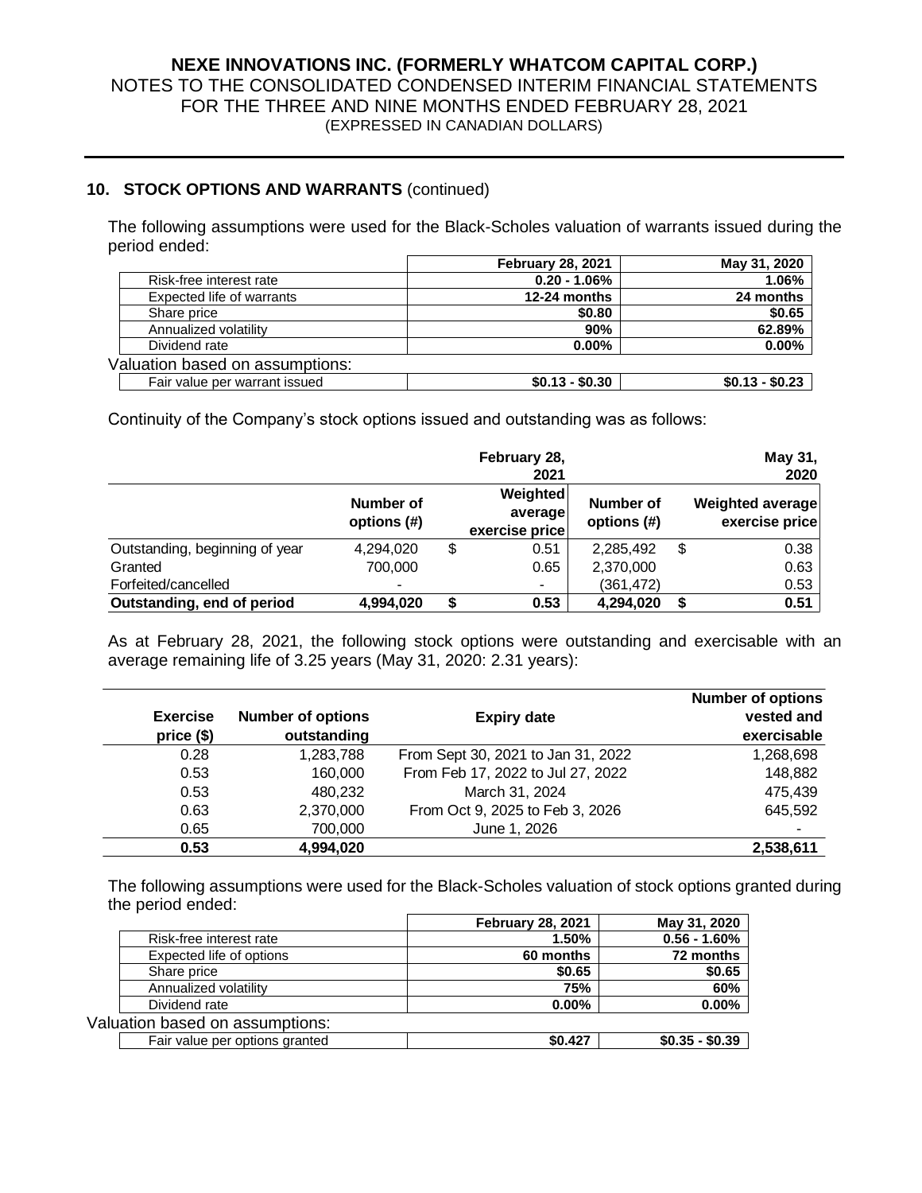## 10. STOCK OPTIONS AND WARRANTS (continued)

The following assumptions were used for the Black-Scholes valuation of warrants issued during the period ended:

| | February 28, 2021 | May 31, 2020 |
|---|---|---|
| Risk-free interest rate | 0.20 - 1.06% | 1.06% |
| Expected life of warrants | 12-24 months | 24 months |
| Share price | $0.80 | $0.65 |
| Annualized volatility | 90% | 62.89% |
| Dividend rate | 0.00% | 0.00% |
| Valuation based on assumptions: | | |
| Fair value per warrant issued | $0.13 - $0.30 | $0.13 - $0.23 |

Continuity of the Company's stock options issued and outstanding was as follows:

| | | February 28, 2021 | | May 31, 2020 |
|---|---|---|---|---|
| | Number of options (#) | Weighted average exercise price | Number of options (#) | Weighted average exercise price |
| Outstanding, beginning of year | 4,294,020 | $ 0.51 | 2,285,492 | $ 0.38 |
| Granted | 700,000 | 0.65 | 2,370,000 | 0.63 |
| Forfeited/cancelled | - | - | (361,472) | 0.53 |
| **Outstanding, end of period** | **4,994,020** | **$ 0.53** | **4,294,020** | **$ 0.51** |

As at February 28, 2021, the following stock options were outstanding and exercisable with an average remaining life of 3.25 years (May 31, 2020: 2.31 years):

| Exercise price ($) | Number of options outstanding | Expiry date | Number of options vested and exercisable |
|---|---|---|---|
| 0.28 | 1,283,788 | From Sept 30, 2021 to Jan 31, 2022 | 1,268,698 |
| 0.53 | 160,000 | From Feb 17, 2022 to Jul 27, 2022 | 148,882 |
| 0.53 | 480,232 | March 31, 2024 | 475,439 |
| 0.63 | 2,370,000 | From Oct 9, 2025 to Feb 3, 2026 | 645,592 |
| 0.65 | 700,000 | June 1, 2026 | - |
| **0.53** | **4,994,020** | | **2,538,611** |

The following assumptions were used for the Black-Scholes valuation of stock options granted during the period ended:

| | February 28, 2021 | May 31, 2020 |
|---|---|---|
| Risk-free interest rate | 1.50% | 0.56 - 1.60% |
| Expected life of options | 60 months | 72 months |
| Share price | $0.65 | $0.65 |
| Annualized volatility | 75% | 60% |
| Dividend rate | 0.00% | 0.00% |
| Valuation based on assumptions: | | |
| Fair value per options granted | $0.427 | $0.35 - $0.39 |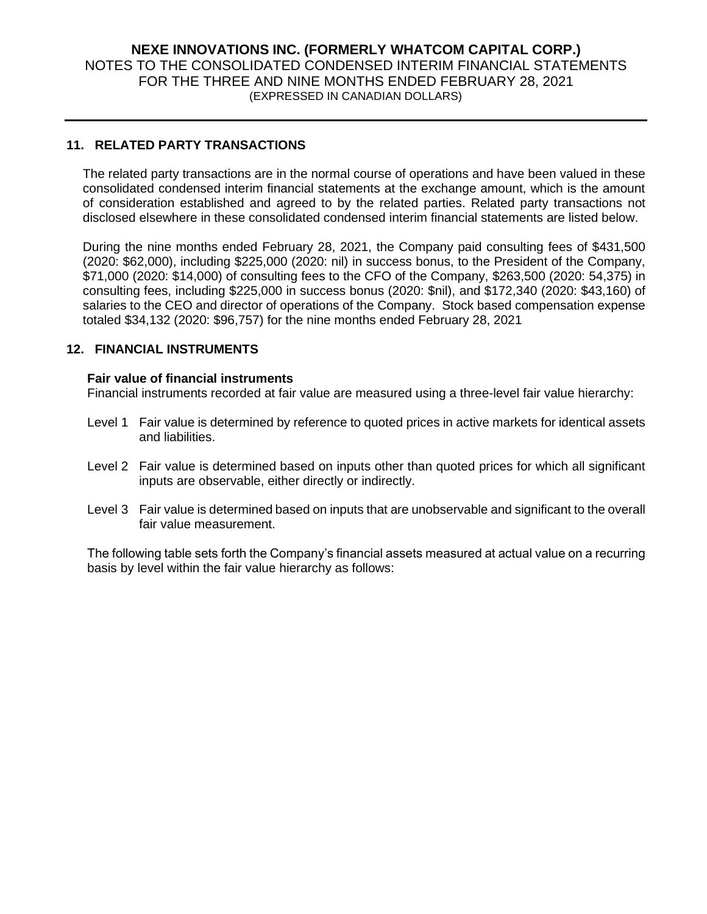## 11. RELATED PARTY TRANSACTIONS

The related party transactions are in the normal course of operations and have been valued in these consolidated condensed interim financial statements at the exchange amount, which is the amount of consideration established and agreed to by the related parties. Related party transactions not disclosed elsewhere in these consolidated condensed interim financial statements are listed below.

During the nine months ended February 28, 2021, the Company paid consulting fees of $431,500 (2020: $62,000), including $225,000 (2020: nil) in success bonus, to the President of the Company, $71,000 (2020: $14,000) of consulting fees to the CFO of the Company, $263,500 (2020: 54,375) in consulting fees, including $225,000 in success bonus (2020: $nil), and $172,340 (2020: $43,160) of salaries to the CEO and director of operations of the Company. Stock based compensation expense totaled $34,132 (2020: $96,757) for the nine months ended February 28, 2021

## 12. FINANCIAL INSTRUMENTS

**Fair value of financial instruments**

Financial instruments recorded at fair value are measured using a three-level fair value hierarchy:

- Level 1 Fair value is determined by reference to quoted prices in active markets for identical assets and liabilities.
- Level 2 Fair value is determined based on inputs other than quoted prices for which all significant inputs are observable, either directly or indirectly.
- Level 3 Fair value is determined based on inputs that are unobservable and significant to the overall fair value measurement.

The following table sets forth the Company's financial assets measured at actual value on a recurring basis by level within the fair value hierarchy as follows: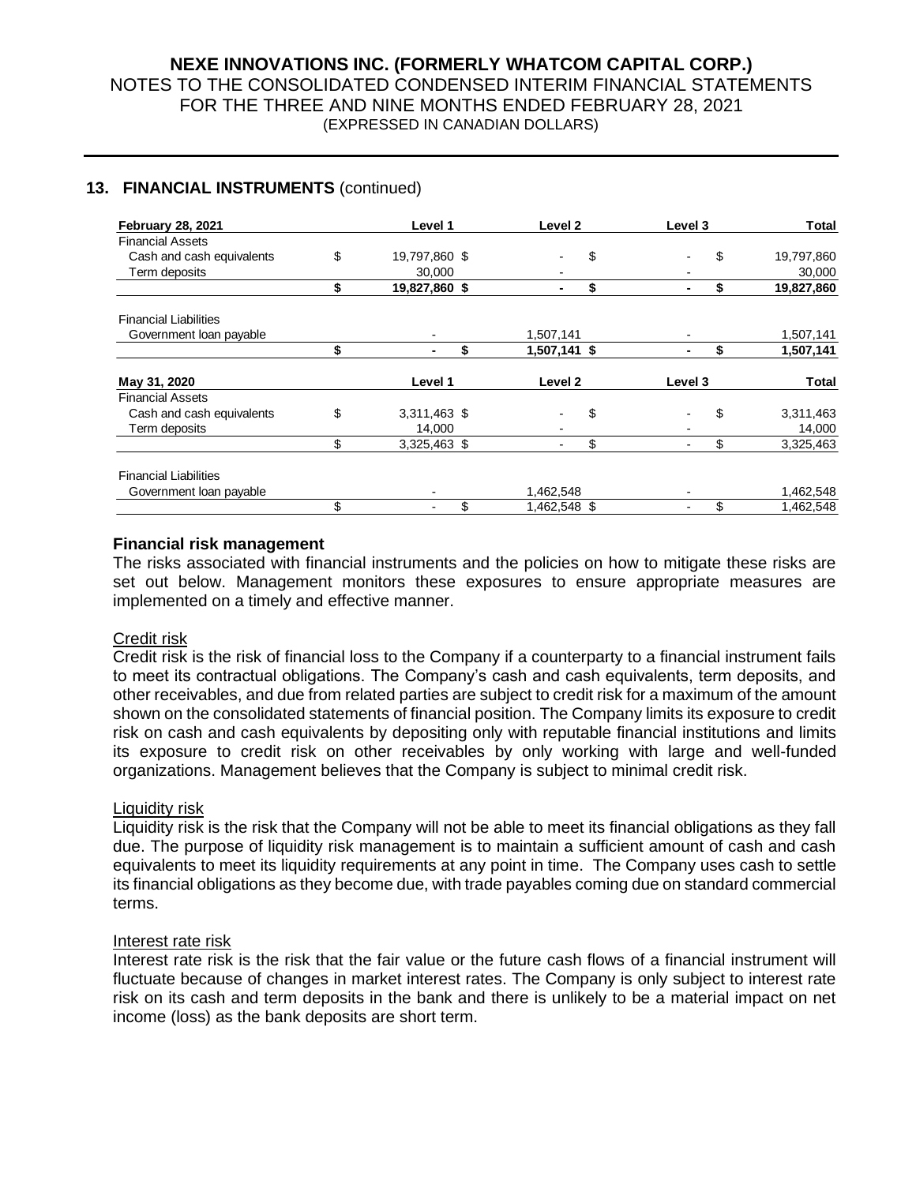## 13. FINANCIAL INSTRUMENTS (continued)

| February 28, 2021 | Level 1 | Level 2 | Level 3 | Total |
|---|---|---|---|---|
| Financial Assets | | | | |
| Cash and cash equivalents | $ 19,797,860 | $ - | $ - | $ 19,797,860 |
| Term deposits | 30,000 | - | - | 30,000 |
| | **$ 19,827,860** | **$ -** | **$ -** | **$ 19,827,860** |
| Financial Liabilities | | | | |
| Government loan payable | - | 1,507,141 | - | 1,507,141 |
| | **$ -** | **$ 1,507,141** | **$ -** | **$ 1,507,141** |

| May 31, 2020 | Level 1 | Level 2 | Level 3 | Total |
|---|---|---|---|---|
| Financial Assets | | | | |
| Cash and cash equivalents | $ 3,311,463 | $ - | $ - | $ 3,311,463 |
| Term deposits | 14,000 | - | - | 14,000 |
| | $ 3,325,463 | $ - | $ - | $ 3,325,463 |
| Financial Liabilities | | | | |
| Government loan payable | - | 1,462,548 | - | 1,462,548 |
| | $ - | $ 1,462,548 | $ - | $ 1,462,548 |

### Financial risk management

The risks associated with financial instruments and the policies on how to mitigate these risks are set out below. Management monitors these exposures to ensure appropriate measures are implemented on a timely and effective manner.

#### Credit risk

Credit risk is the risk of financial loss to the Company if a counterparty to a financial instrument fails to meet its contractual obligations. The Company's cash and cash equivalents, term deposits, and other receivables, and due from related parties are subject to credit risk for a maximum of the amount shown on the consolidated statements of financial position. The Company limits its exposure to credit risk on cash and cash equivalents by depositing only with reputable financial institutions and limits its exposure to credit risk on other receivables by only working with large and well-funded organizations. Management believes that the Company is subject to minimal credit risk.

#### Liquidity risk

Liquidity risk is the risk that the Company will not be able to meet its financial obligations as they fall due. The purpose of liquidity risk management is to maintain a sufficient amount of cash and cash equivalents to meet its liquidity requirements at any point in time. The Company uses cash to settle its financial obligations as they become due, with trade payables coming due on standard commercial terms.

#### Interest rate risk

Interest rate risk is the risk that the fair value or the future cash flows of a financial instrument will fluctuate because of changes in market interest rates. The Company is only subject to interest rate risk on its cash and term deposits in the bank and there is unlikely to be a material impact on net income (loss) as the bank deposits are short term.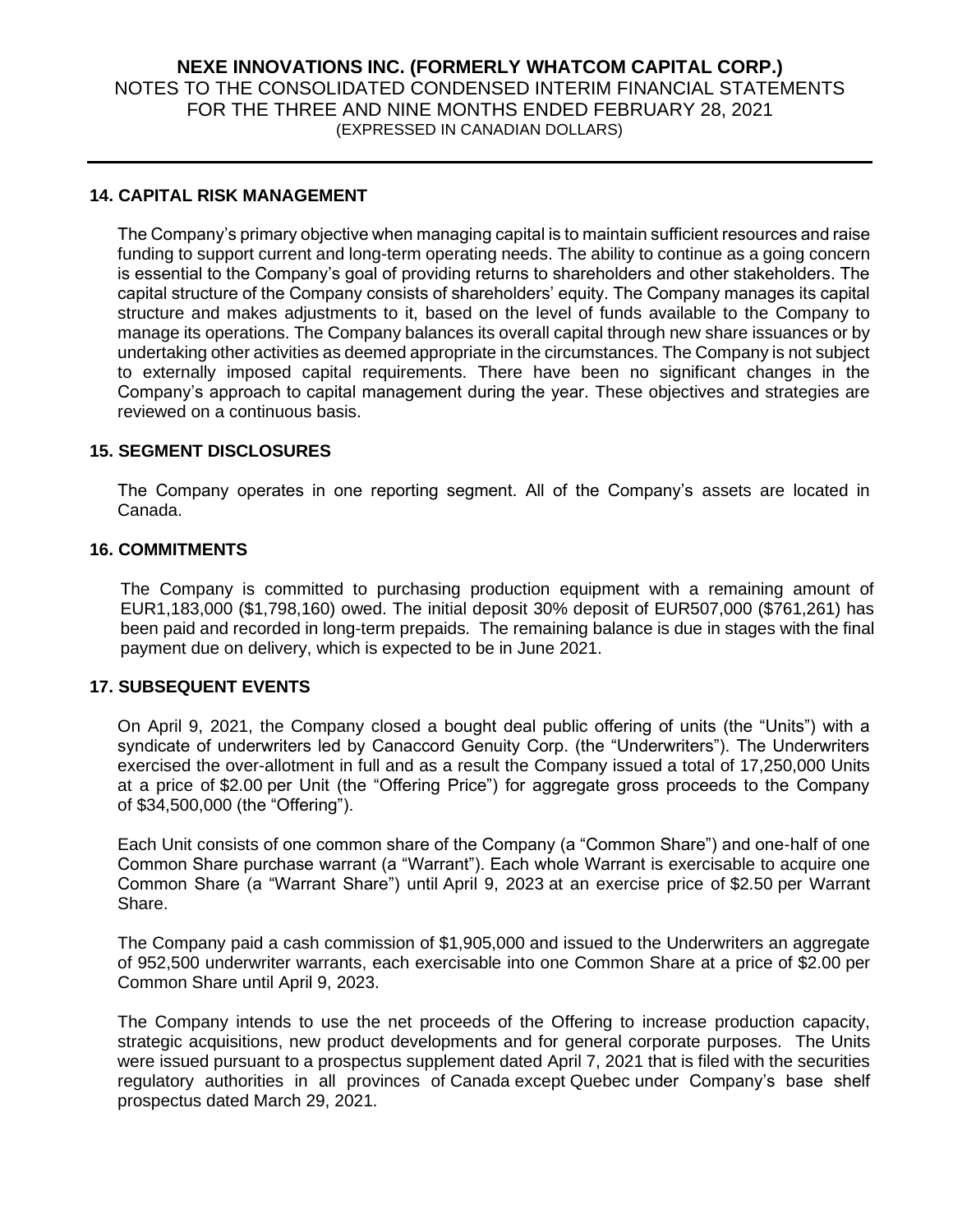## 14. CAPITAL RISK MANAGEMENT

The Company's primary objective when managing capital is to maintain sufficient resources and raise funding to support current and long-term operating needs. The ability to continue as a going concern is essential to the Company's goal of providing returns to shareholders and other stakeholders. The capital structure of the Company consists of shareholders' equity. The Company manages its capital structure and makes adjustments to it, based on the level of funds available to the Company to manage its operations. The Company balances its overall capital through new share issuances or by undertaking other activities as deemed appropriate in the circumstances. The Company is not subject to externally imposed capital requirements. There have been no significant changes in the Company's approach to capital management during the year. These objectives and strategies are reviewed on a continuous basis.

## 15. SEGMENT DISCLOSURES

The Company operates in one reporting segment. All of the Company's assets are located in Canada.

## 16. COMMITMENTS

The Company is committed to purchasing production equipment with a remaining amount of EUR1,183,000 ($1,798,160) owed. The initial deposit 30% deposit of EUR507,000 ($761,261) has been paid and recorded in long-term prepaids. The remaining balance is due in stages with the final payment due on delivery, which is expected to be in June 2021.

## 17. SUBSEQUENT EVENTS

On April 9, 2021, the Company closed a bought deal public offering of units (the "Units") with a syndicate of underwriters led by Canaccord Genuity Corp. (the "Underwriters"). The Underwriters exercised the over-allotment in full and as a result the Company issued a total of 17,250,000 Units at a price of $2.00 per Unit (the "Offering Price") for aggregate gross proceeds to the Company of $34,500,000 (the "Offering").

Each Unit consists of one common share of the Company (a "Common Share") and one-half of one Common Share purchase warrant (a "Warrant"). Each whole Warrant is exercisable to acquire one Common Share (a "Warrant Share") until April 9, 2023 at an exercise price of $2.50 per Warrant Share.

The Company paid a cash commission of $1,905,000 and issued to the Underwriters an aggregate of 952,500 underwriter warrants, each exercisable into one Common Share at a price of $2.00 per Common Share until April 9, 2023.

The Company intends to use the net proceeds of the Offering to increase production capacity, strategic acquisitions, new product developments and for general corporate purposes. The Units were issued pursuant to a prospectus supplement dated April 7, 2021 that is filed with the securities regulatory authorities in all provinces of Canada except Quebec under Company's base shelf prospectus dated March 29, 2021.